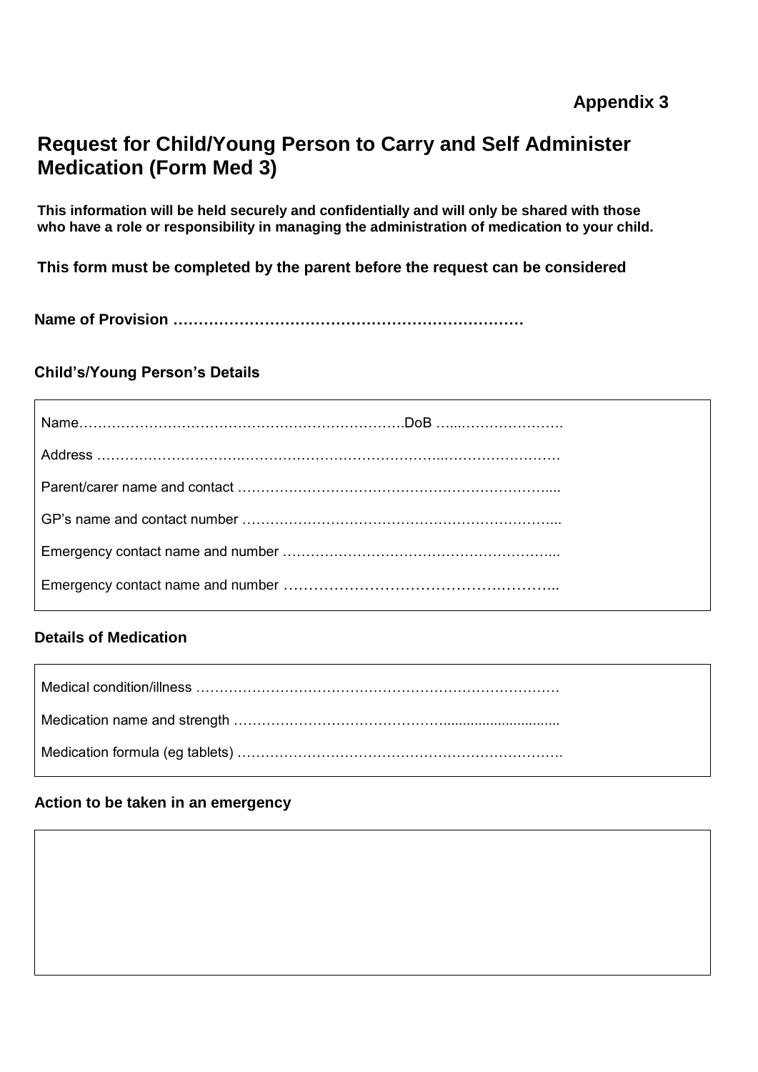**Appendix 3**

# Request for Child/Young Person to Carry and Self Administer Medication (Form Med 3)

**This information will be held securely and confidentially and will only be shared with those who have a role or responsibility in managing the administration of medication to your child.**

**This form must be completed by the parent before the request can be considered**

**Name of Provision ……………………………………………………………**

### Child's/Young Person's Details

Name…………………………………………………………………DoB ……………………….

Address …………………………………………………………………………………………

Parent/carer name and contact …………………………………………………………....

GP's name and contact number …………………………………………………………...

Emergency contact name and number …………………………………………………...

Emergency contact name and number ………………………………………………..

### Details of Medication

Medical condition/illness ……………………………………………………………………

Medication name and strength ……………………………………..............................

Medication formula (eg tablets) …………………………………………………………….

### Action to be taken in an emergency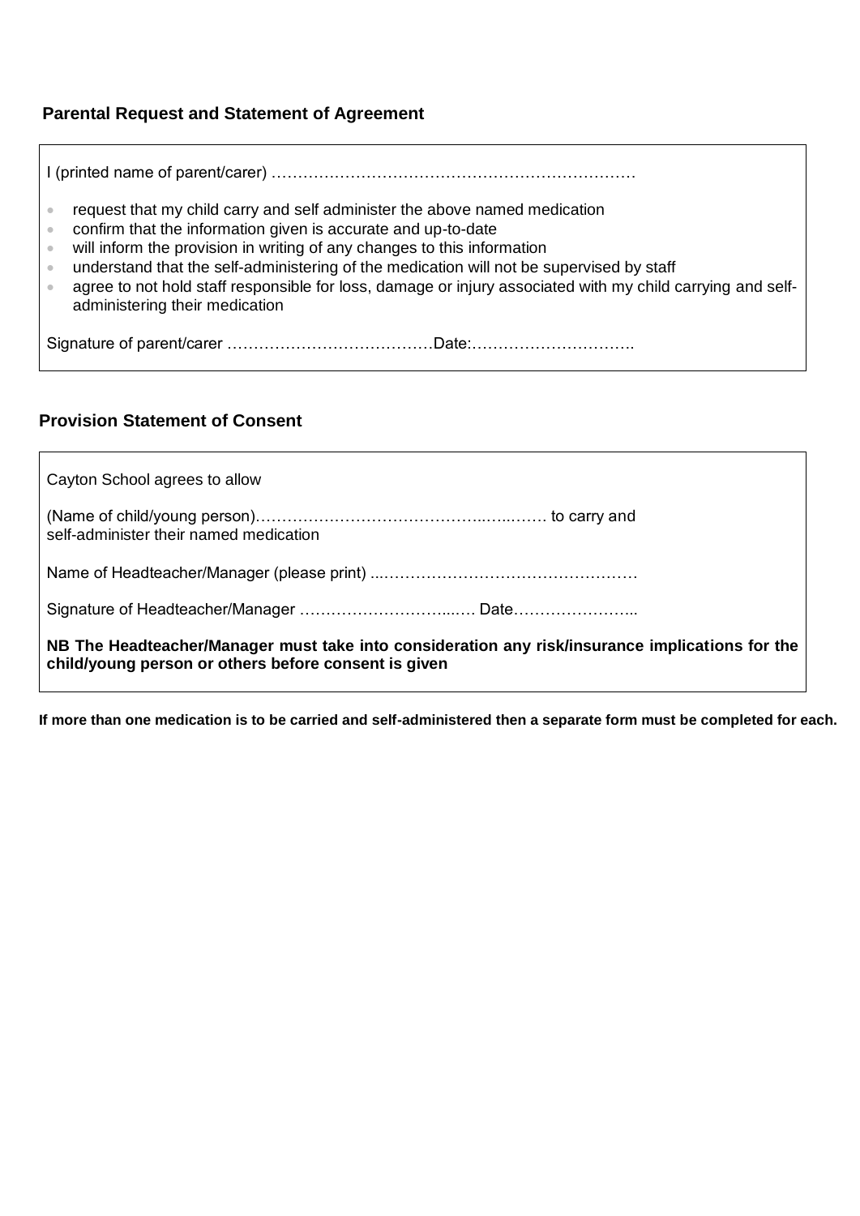**Parental Request and Statement of Agreement**

I (printed name of parent/carer) ……………………………………………………………

- request that my child carry and self administer the above named medication
- confirm that the information given is accurate and up-to-date
- will inform the provision in writing of any changes to this information
- understand that the self-administering of the medication will not be supervised by staff
- agree to not hold staff responsible for loss, damage or injury associated with my child carrying and self-administering their medication

Signature of parent/carer ……..…………..……………..Date:………………………….

**Provision Statement of Consent**

Cayton School agrees to allow

(Name of child/young person)……………………………………..…..……. to carry and self-administer their named medication

Name of Headteacher/Manager (please print) ...…………………………………………

Signature of Headteacher/Manager ………………………...… Date…………………..

**NB The Headteacher/Manager must take into consideration any risk/insurance implications for the child/young person or others before consent is given**

**If more than one medication is to be carried and self-administered then a separate form must be completed for each.**